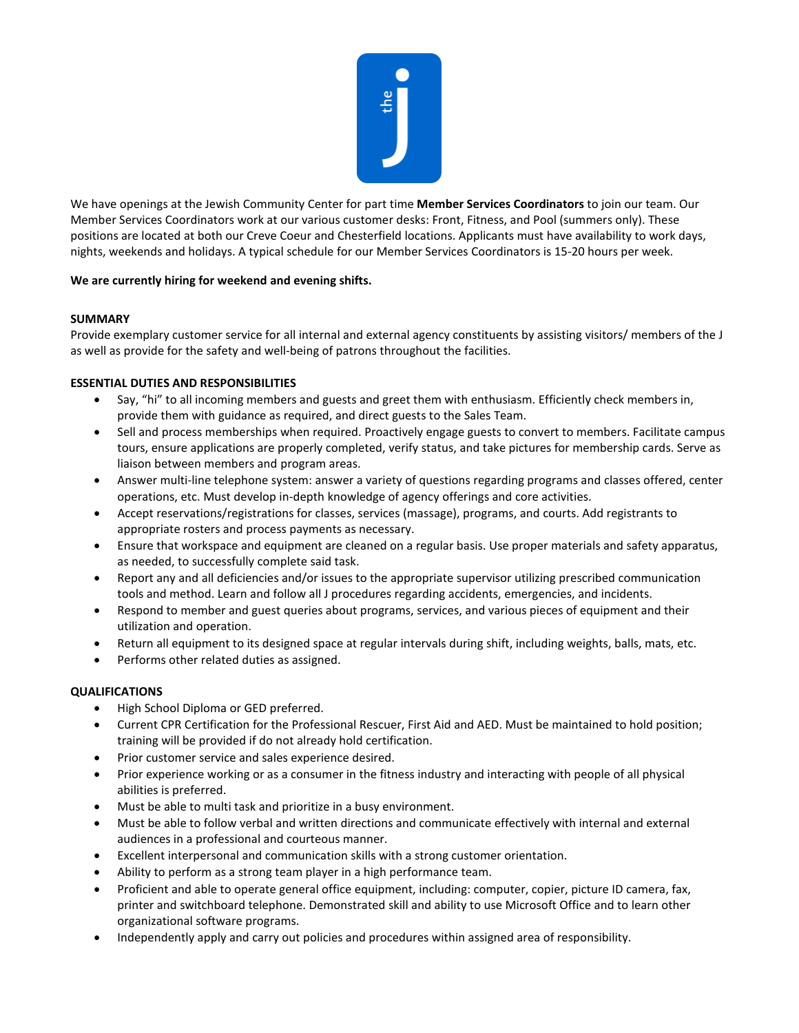We have openings at the Jewish Community Center for part time **Member Services Coordinators** to join our team. Our Member Services Coordinators work at our various customer desks: Front, Fitness, and Pool (summers only). These positions are located at both our Creve Coeur and Chesterfield locations. Applicants must have availability to work days, nights, weekends and holidays. A typical schedule for our Member Services Coordinators is 15-20 hours per week.

**We are currently hiring for weekend and evening shifts.**

**SUMMARY**

Provide exemplary customer service for all internal and external agency constituents by assisting visitors/ members of the J as well as provide for the safety and well-being of patrons throughout the facilities.

**ESSENTIAL DUTIES AND RESPONSIBILITIES**

- Say, "hi" to all incoming members and guests and greet them with enthusiasm. Efficiently check members in, provide them with guidance as required, and direct guests to the Sales Team.
- Sell and process memberships when required. Proactively engage guests to convert to members. Facilitate campus tours, ensure applications are properly completed, verify status, and take pictures for membership cards. Serve as liaison between members and program areas.
- Answer multi-line telephone system: answer a variety of questions regarding programs and classes offered, center operations, etc. Must develop in-depth knowledge of agency offerings and core activities.
- Accept reservations/registrations for classes, services (massage), programs, and courts. Add registrants to appropriate rosters and process payments as necessary.
- Ensure that workspace and equipment are cleaned on a regular basis. Use proper materials and safety apparatus, as needed, to successfully complete said task.
- Report any and all deficiencies and/or issues to the appropriate supervisor utilizing prescribed communication tools and method. Learn and follow all J procedures regarding accidents, emergencies, and incidents.
- Respond to member and guest queries about programs, services, and various pieces of equipment and their utilization and operation.
- Return all equipment to its designed space at regular intervals during shift, including weights, balls, mats, etc.
- Performs other related duties as assigned.

**QUALIFICATIONS**

- High School Diploma or GED preferred.
- Current CPR Certification for the Professional Rescuer, First Aid and AED. Must be maintained to hold position; training will be provided if do not already hold certification.
- Prior customer service and sales experience desired.
- Prior experience working or as a consumer in the fitness industry and interacting with people of all physical abilities is preferred.
- Must be able to multi task and prioritize in a busy environment.
- Must be able to follow verbal and written directions and communicate effectively with internal and external audiences in a professional and courteous manner.
- Excellent interpersonal and communication skills with a strong customer orientation.
- Ability to perform as a strong team player in a high performance team.
- Proficient and able to operate general office equipment, including: computer, copier, picture ID camera, fax, printer and switchboard telephone. Demonstrated skill and ability to use Microsoft Office and to learn other organizational software programs.
- Independently apply and carry out policies and procedures within assigned area of responsibility.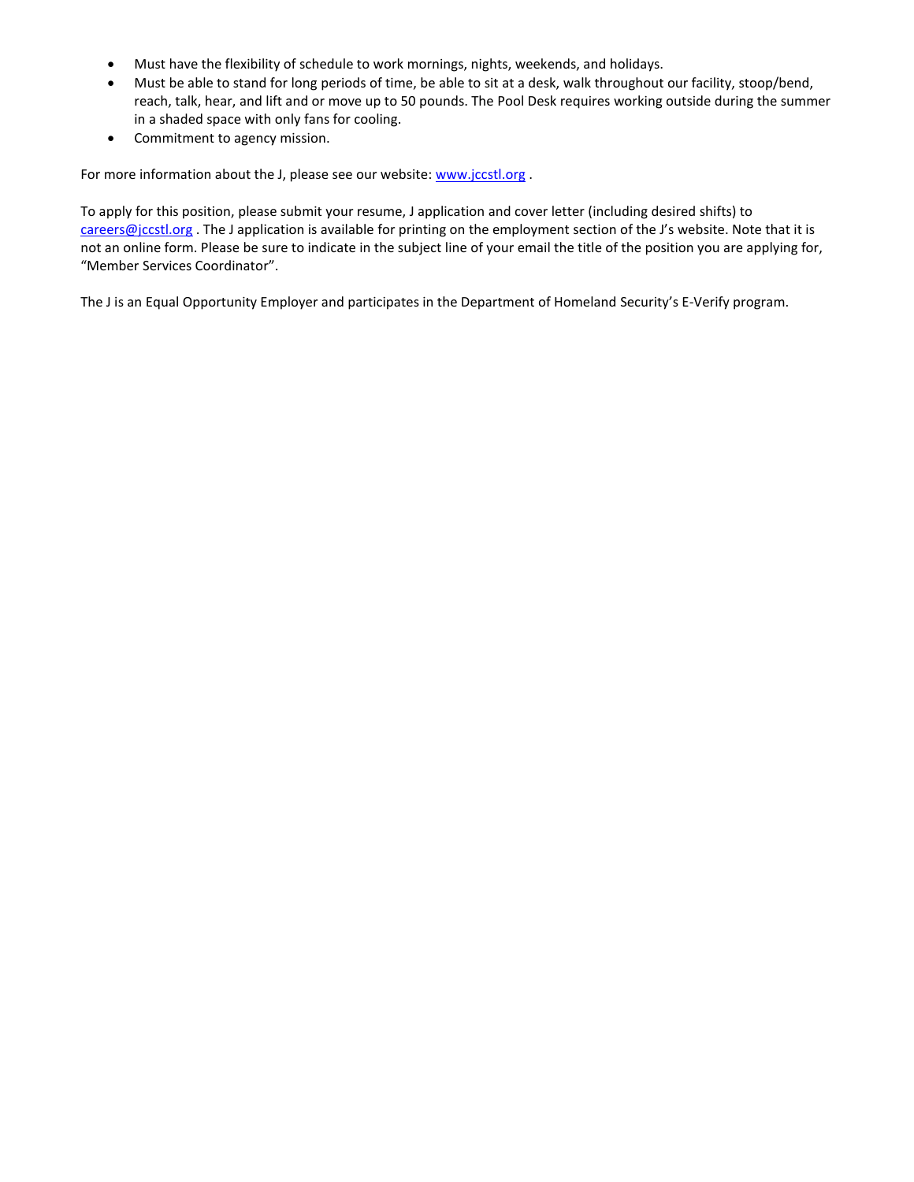- Must have the flexibility of schedule to work mornings, nights, weekends, and holidays.
- Must be able to stand for long periods of time, be able to sit at a desk, walk throughout our facility, stoop/bend, reach, talk, hear, and lift and or move up to 50 pounds. The Pool Desk requires working outside during the summer in a shaded space with only fans for cooling.
- Commitment to agency mission.

For more information about the J, please see our website: [www.jccstl.org](http://www.jccstl.org) .

To apply for this position, please submit your resume, J application and cover letter (including desired shifts) to [careers@jccstl.org](mailto:careers@jccstl.org) . The J application is available for printing on the employment section of the J's website. Note that it is not an online form. Please be sure to indicate in the subject line of your email the title of the position you are applying for, "Member Services Coordinator".

The J is an Equal Opportunity Employer and participates in the Department of Homeland Security's E-Verify program.